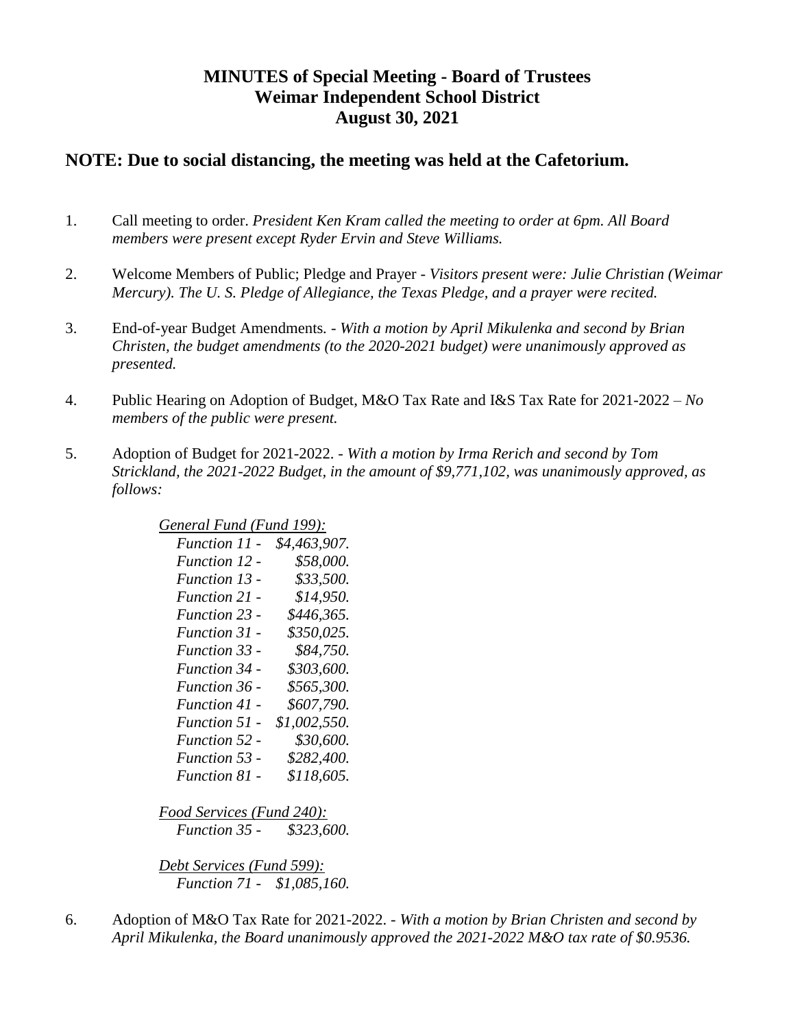# MINUTES of Special Meeting - Board of Trustees
# Weimar Independent School District
# August 30, 2021

## NOTE: Due to social distancing, the meeting was held at the Cafetorium.

1. Call meeting to order. *President Ken Kram called the meeting to order at 6pm. All Board members were present except Ryder Ervin and Steve Williams.*

2. Welcome Members of Public; Pledge and Prayer - *Visitors present were: Julie Christian (Weimar Mercury). The U. S. Pledge of Allegiance, the Texas Pledge, and a prayer were recited.*

3. End-of-year Budget Amendments. - *With a motion by April Mikulenka and second by Brian Christen, the budget amendments (to the 2020-2021 budget) were unanimously approved as presented.*

4. Public Hearing on Adoption of Budget, M&O Tax Rate and I&S Tax Rate for 2021-2022 – *No members of the public were present.*

5. Adoption of Budget for 2021-2022. - *With a motion by Irma Rerich and second by Tom Strickland, the 2021-2022 Budget, in the amount of $9,771,102, was unanimously approved, as follows:*

   *General Fund (Fund 199):*

   | | |
   |---|---|
   | *Function 11 -* | *$4,463,907.* |
   | *Function 12 -* | *$58,000.* |
   | *Function 13 -* | *$33,500.* |
   | *Function 21 -* | *$14,950.* |
   | *Function 23 -* | *$446,365.* |
   | *Function 31 -* | *$350,025.* |
   | *Function 33 -* | *$84,750.* |
   | *Function 34 -* | *$303,600.* |
   | *Function 36 -* | *$565,300.* |
   | *Function 41 -* | *$607,790.* |
   | *Function 51 -* | *$1,002,550.* |
   | *Function 52 -* | *$30,600.* |
   | *Function 53 -* | *$282,400.* |
   | *Function 81 -* | *$118,605.* |

   *Food Services (Fund 240):*

   | | |
   |---|---|
   | *Function 35 -* | *$323,600.* |

   *Debt Services (Fund 599):*

   | | |
   |---|---|
   | *Function 71 -* | *$1,085,160.* |

6. Adoption of M&O Tax Rate for 2021-2022. - *With a motion by Brian Christen and second by April Mikulenka, the Board unanimously approved the 2021-2022 M&O tax rate of $0.9536.*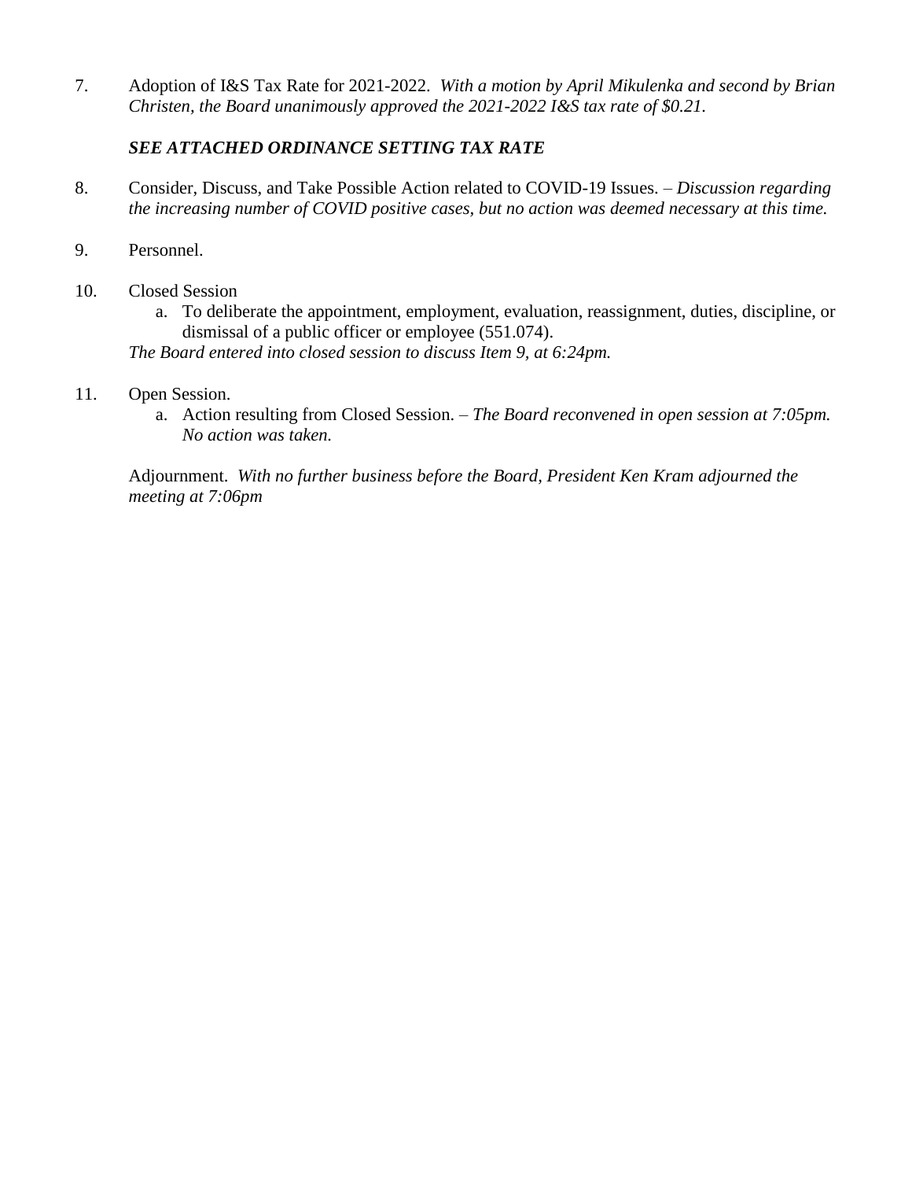7. Adoption of I&S Tax Rate for 2021-2022. *With a motion by April Mikulenka and second by Brian Christen, the Board unanimously approved the 2021-2022 I&S tax rate of $0.21.*

   ***SEE ATTACHED ORDINANCE SETTING TAX RATE***

8. Consider, Discuss, and Take Possible Action related to COVID-19 Issues. – *Discussion regarding the increasing number of COVID positive cases, but no action was deemed necessary at this time.*

9. Personnel.

10. Closed Session
    a. To deliberate the appointment, employment, evaluation, reassignment, duties, discipline, or dismissal of a public officer or employee (551.074).

    *The Board entered into closed session to discuss Item 9, at 6:24pm.*

11. Open Session.
    a. Action resulting from Closed Session. – *The Board reconvened in open session at 7:05pm. No action was taken.*

Adjournment. *With no further business before the Board, President Ken Kram adjourned the meeting at 7:06pm*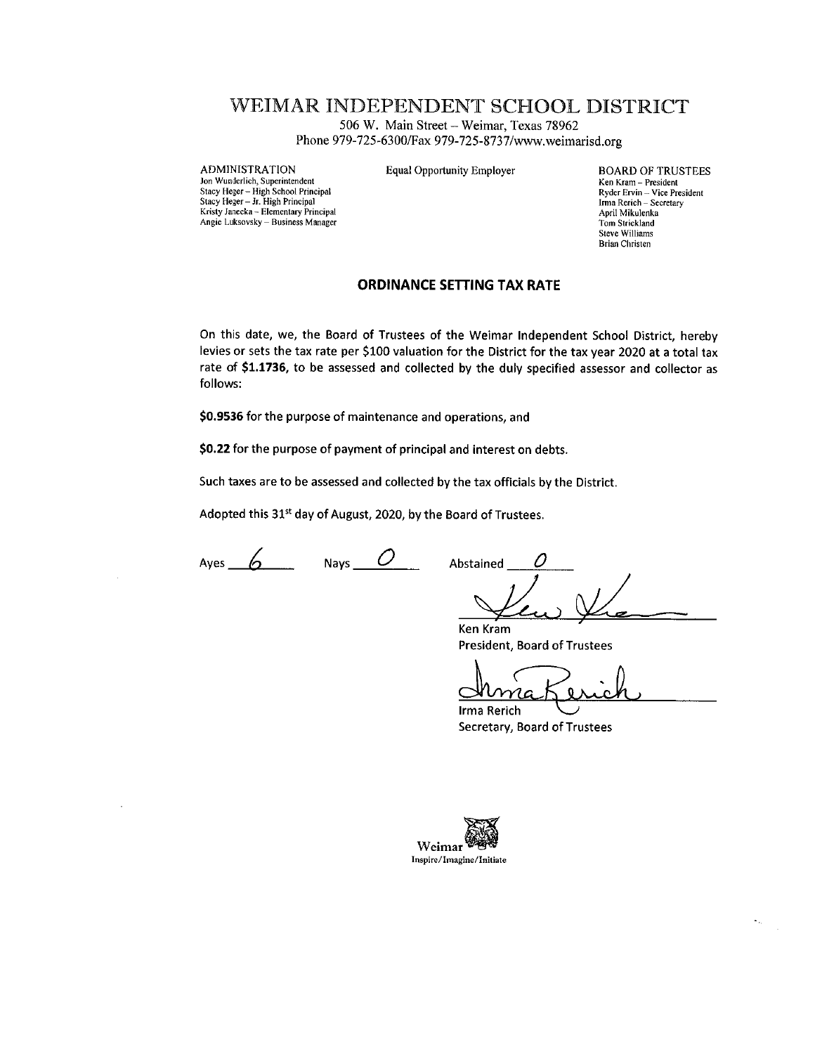# WEIMAR INDEPENDENT SCHOOL DISTRICT

506 W. Main Street – Weimar, Texas 78962
Phone 979-725-6300/Fax 979-725-8737/www.weimarisd.org

ADMINISTRATION
Jon Wunderlich, Superintendent
Stacy Heger – High School Principal
Stacy Heger – Jr. High Principal
Kristy Janecka – Elementary Principal
Angie Luksovsky – Business Manager

Equal Opportunity Employer

BOARD OF TRUSTEES
Ken Kram – President
Ryder Ervin – Vice President
Irma Rerich – Secretary
April Mikulenka
Tom Strickland
Steve Williams
Brian Christen

## ORDINANCE SETTING TAX RATE

On this date, we, the Board of Trustees of the Weimar Independent School District, hereby levies or sets the tax rate per $100 valuation for the District for the tax year 2020 at a total tax rate of **$1.1736,** to be assessed and collected by the duly specified assessor and collector as follows:

**$0.9536** for the purpose of maintenance and operations, and

**$0.22** for the purpose of payment of principal and interest on debts.

Such taxes are to be assessed and collected by the tax officials by the District.

Adopted this 31st day of August, 2020, by the Board of Trustees.

Ayes 6 Nays 0 Abstained 0

Ken Kram
President, Board of Trustees

Irma Rerich
Secretary, Board of Trustees

Weimar
Inspire/Imagine/Initiate